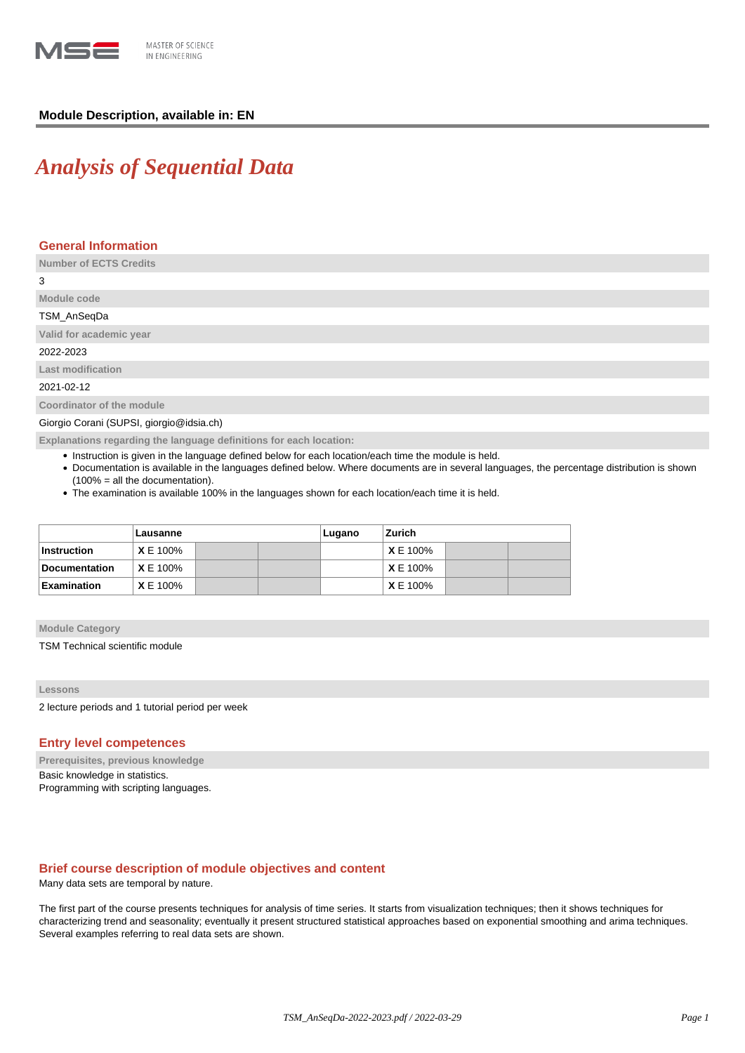**Module Description, available in: EN**

# *Analysis of Sequential Data*

## General Information

**Number of ECTS Credits**

3

**Module code**

TSM_AnSeqDa

**Valid for academic year**

2022-2023

**Last modification**

2021-02-12

**Coordinator of the module**

Giorgio Corani (SUPSI, giorgio@idsia.ch)

**Explanations regarding the language definitions for each location:**

- Instruction is given in the language defined below for each location/each time the module is held.
- Documentation is available in the languages defined below. Where documents are in several languages, the percentage distribution is shown (100% = all the documentation).
- The examination is available 100% in the languages shown for each location/each time it is held.

| | Lausanne | | | Lugano | Zurich | | |
|---|---|---|---|---|---|---|---|
| **Instruction** | **X** E 100% | | | | **X** E 100% | | |
| **Documentation** | **X** E 100% | | | | **X** E 100% | | |
| **Examination** | **X** E 100% | | | | **X** E 100% | | |

**Module Category**

TSM Technical scientific module

**Lessons**

2 lecture periods and 1 tutorial period per week

## Entry level competences

**Prerequisites, previous knowledge**

Basic knowledge in statistics.
Programming with scripting languages.

## Brief course description of module objectives and content

Many data sets are temporal by nature.

The first part of the course presents techniques for analysis of time series. It starts from visualization techniques; then it shows techniques for characterizing trend and seasonality; eventually it present structured statistical approaches based on exponential smoothing and arima techniques. Several examples referring to real data sets are shown.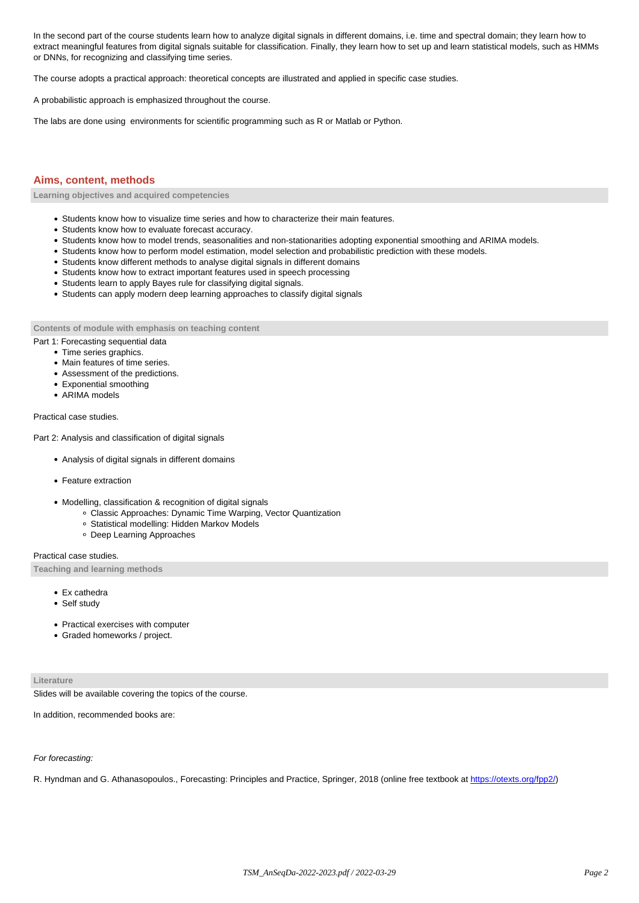In the second part of the course students learn how to analyze digital signals in different domains, i.e. time and spectral domain; they learn how to extract meaningful features from digital signals suitable for classification. Finally, they learn how to set up and learn statistical models, such as HMMs or DNNs, for recognizing and classifying time series.

The course adopts a practical approach: theoretical concepts are illustrated and applied in specific case studies.

A probabilistic approach is emphasized throughout the course.

The labs are done using environments for scientific programming such as R or Matlab or Python.

## Aims, content, methods

### Learning objectives and acquired competencies

- Students know how to visualize time series and how to characterize their main features.
- Students know how to evaluate forecast accuracy.
- Students know how to model trends, seasonalities and non-stationarities adopting exponential smoothing and ARIMA models.
- Students know how to perform model estimation, model selection and probabilistic prediction with these models.
- Students know different methods to analyse digital signals in different domains
- Students know how to extract important features used in speech processing
- Students learn to apply Bayes rule for classifying digital signals.
- Students can apply modern deep learning approaches to classify digital signals

### Contents of module with emphasis on teaching content

Part 1: Forecasting sequential data

- Time series graphics.
- Main features of time series.
- Assessment of the predictions.
- Exponential smoothing
- ARIMA models

Practical case studies.

Part 2: Analysis and classification of digital signals

- Analysis of digital signals in different domains
- Feature extraction
- Modelling, classification & recognition of digital signals
  - Classic Approaches: Dynamic Time Warping, Vector Quantization
  - Statistical modelling: Hidden Markov Models
  - Deep Learning Approaches

Practical case studies.

### Teaching and learning methods

- Ex cathedra
- Self study
- Practical exercises with computer
- Graded homeworks / project.

### Literature

Slides will be available covering the topics of the course.

In addition, recommended books are:

*For forecasting:*

R. Hyndman and G. Athanasopoulos., Forecasting: Principles and Practice, Springer, 2018 (online free textbook at https://otexts.org/fpp2/)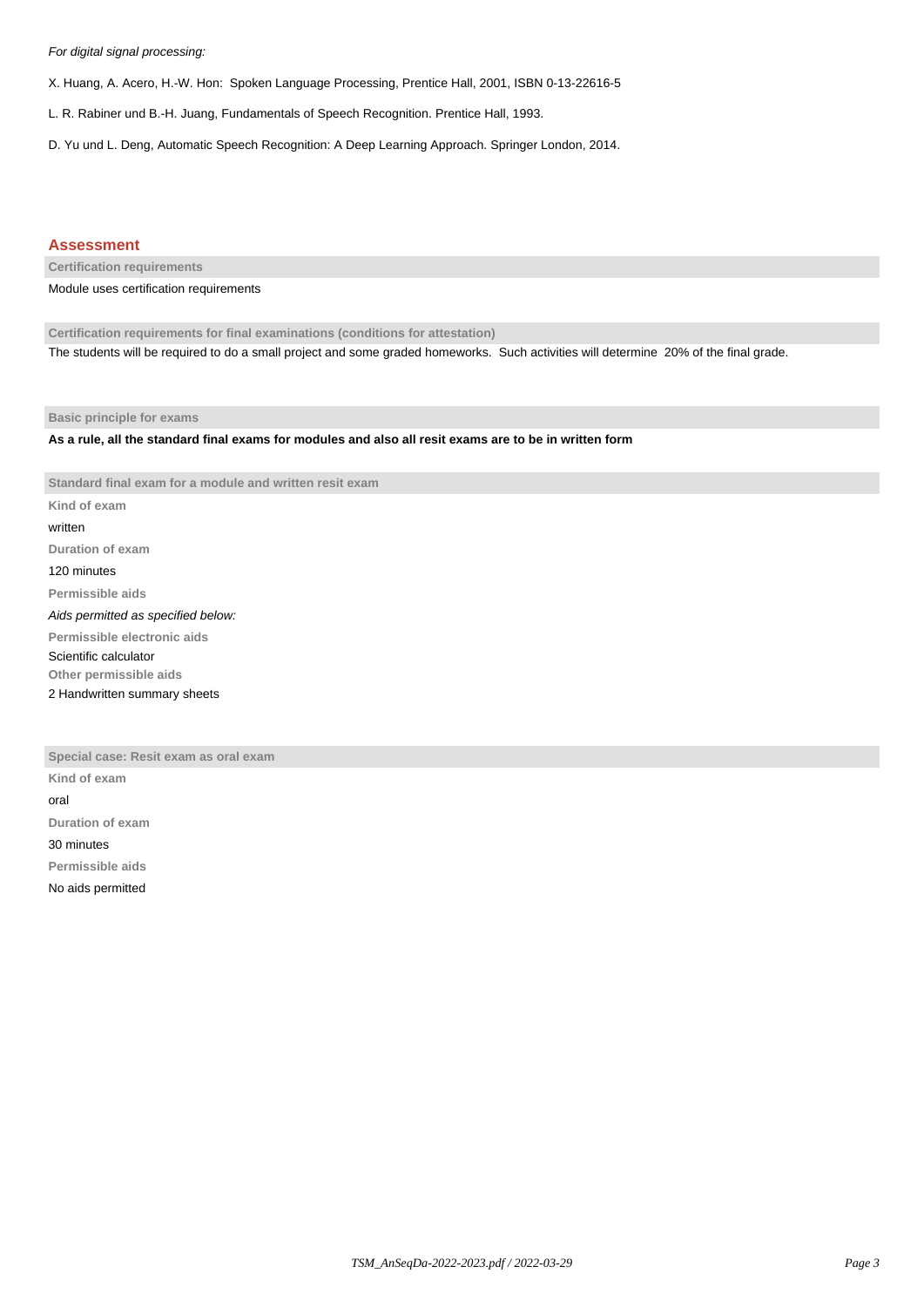*For digital signal processing:*

X. Huang, A. Acero, H.-W. Hon: Spoken Language Processing, Prentice Hall, 2001, ISBN 0-13-22616-5

L. R. Rabiner und B.-H. Juang, Fundamentals of Speech Recognition. Prentice Hall, 1993.

D. Yu und L. Deng, Automatic Speech Recognition: A Deep Learning Approach. Springer London, 2014.

## Assessment

**Certification requirements**

Module uses certification requirements

**Certification requirements for final examinations (conditions for attestation)**

The students will be required to do a small project and some graded homeworks. Such activities will determine 20% of the final grade.

**Basic principle for exams**

**As a rule, all the standard final exams for modules and also all resit exams are to be in written form**

**Standard final exam for a module and written resit exam**

**Kind of exam**

written

**Duration of exam**

120 minutes

**Permissible aids**

*Aids permitted as specified below:*

**Permissible electronic aids**

Scientific calculator

**Other permissible aids**

2 Handwritten summary sheets

**Special case: Resit exam as oral exam**

**Kind of exam**

oral

**Duration of exam**

30 minutes

**Permissible aids**

No aids permitted